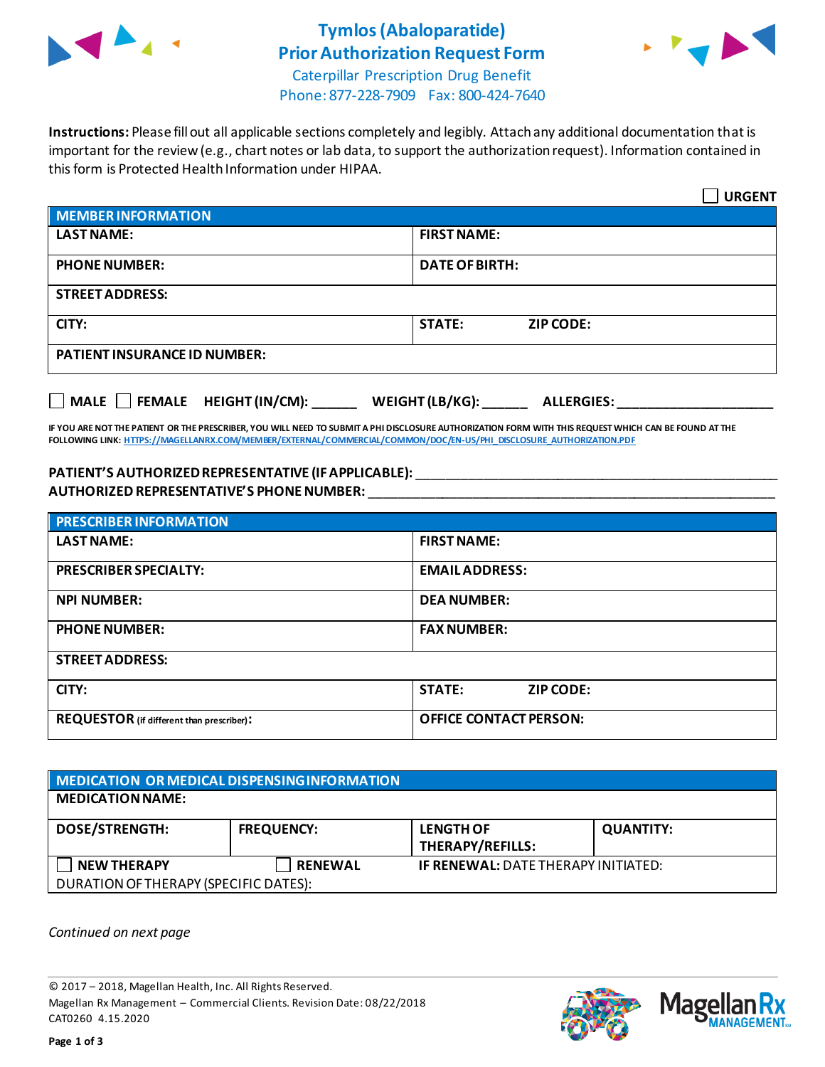# Tymlos (Abaloparatide)
# Prior Authorization Request Form

Caterpillar Prescription Drug Benefit
Phone: 877-228-7909 Fax: 800-424-7640

**Instructions:** Please fill out all applicable sections completely and legibly. Attach any additional documentation that is important for the review (e.g., chart notes or lab data, to support the authorization request). Information contained in this form is Protected Health Information under HIPAA.

☐ **URGENT**

| **MEMBER INFORMATION** | |
|---|---|
| **LAST NAME:** | **FIRST NAME:** |
| **PHONE NUMBER:** | **DATE OF BIRTH:** |
| **STREET ADDRESS:** | |
| **CITY:** | **STATE:** **ZIP CODE:** |
| **PATIENT INSURANCE ID NUMBER:** | |

☐ **MALE** ☐ **FEMALE** **HEIGHT (IN/CM):** ______ **WEIGHT (LB/KG):** ______ **ALLERGIES:** ____________________

**IF YOU ARE NOT THE PATIENT OR THE PRESCRIBER, YOU WILL NEED TO SUBMIT A PHI DISCLOSURE AUTHORIZATION FORM WITH THIS REQUEST WHICH CAN BE FOUND AT THE FOLLOWING LINK: HTTPS://MAGELLANRX.COM/MEMBER/EXTERNAL/COMMERCIAL/COMMON/DOC/EN-US/PHI_DISCLOSURE_AUTHORIZATION.PDF**

**PATIENT'S AUTHORIZED REPRESENTATIVE (IF APPLICABLE):** ____________________________________________
**AUTHORIZED REPRESENTATIVE'S PHONE NUMBER:** ____________________________________________

| **PRESCRIBER INFORMATION** | |
|---|---|
| **LAST NAME:** | **FIRST NAME:** |
| **PRESCRIBER SPECIALTY:** | **EMAIL ADDRESS:** |
| **NPI NUMBER:** | **DEA NUMBER:** |
| **PHONE NUMBER:** | **FAX NUMBER:** |
| **STREET ADDRESS:** | |
| **CITY:** | **STATE:** **ZIP CODE:** |
| **REQUESTOR** (if different than prescriber)**:** | **OFFICE CONTACT PERSON:** |

| **MEDICATION OR MEDICAL DISPENSING INFORMATION** | | | |
|---|---|---|---|
| **MEDICATION NAME:** | | | |
| **DOSE/STRENGTH:** | **FREQUENCY:** | **LENGTH OF THERAPY/REFILLS:** | **QUANTITY:** |
| ☐ **NEW THERAPY** | ☐ **RENEWAL** | **IF RENEWAL:** DATE THERAPY INITIATED: | |
| DURATION OF THERAPY (SPECIFIC DATES): | | | |

*Continued on next page*

© 2017 – 2018, Magellan Health, Inc. All Rights Reserved.
Magellan Rx Management – Commercial Clients. Revision Date: 08/22/2018
CAT0260 4.15.2020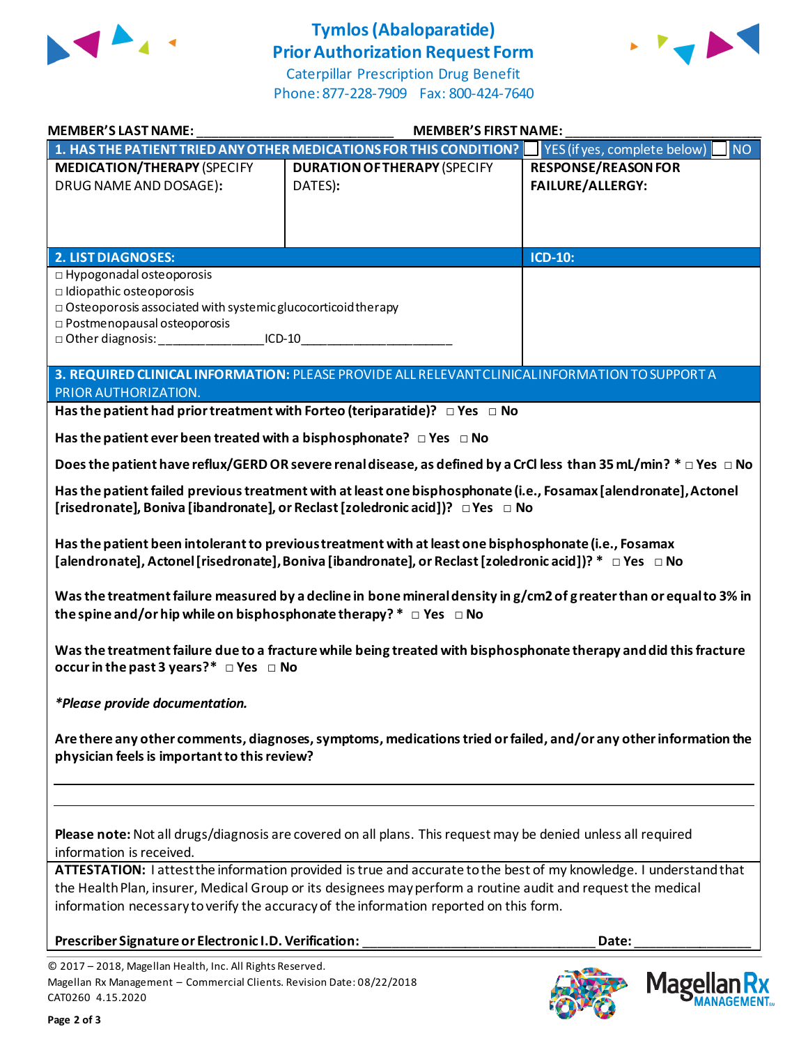# Tymlos (Abaloparatide) Prior Authorization Request Form

Caterpillar Prescription Drug Benefit
Phone: 877-228-7909 Fax: 800-424-7640

**MEMBER'S LAST NAME:** ___________________________ **MEMBER'S FIRST NAME:** ___________________________

**1. HAS THE PATIENT TRIED ANY OTHER MEDICATIONS FOR THIS CONDITION?** ☐ YES (if yes, complete below) ☐ NO

| **MEDICATION/THERAPY** (SPECIFY DRUG NAME AND DOSAGE): | **DURATION OF THERAPY** (SPECIFY DATES): | **RESPONSE/REASON FOR FAILURE/ALLERGY:** |
|---|---|---|
| | | |

| **2. LIST DIAGNOSES:** | **ICD-10:** |
|---|---|
| □ Hypogonadal osteoporosis<br>□ Idiopathic osteoporosis<br>□ Osteoporosis associated with systemic glucocorticoid therapy<br>□ Postmenopausal osteoporosis<br>□ Other diagnosis: _______________ ICD-10_____________________ | |

**3. REQUIRED CLINICAL INFORMATION:** PLEASE PROVIDE ALL RELEVANT CLINICAL INFORMATION TO SUPPORT A PRIOR AUTHORIZATION.

**Has the patient had prior treatment with Forteo (teriparatide)?** □ Yes □ No

**Has the patient ever been treated with a bisphosphonate?** □ Yes □ No

**Does the patient have reflux/GERD OR severe renal disease, as defined by a CrCl less than 35 mL/min? *** □ Yes □ No

**Has the patient failed previous treatment with at least one bisphosphonate (i.e., Fosamax [alendronate], Actonel [risedronate], Boniva [ibandronate], or Reclast [zoledronic acid])?** □ Yes □ No

**Has the patient been intolerant to previous treatment with at least one bisphosphonate (i.e., Fosamax [alendronate], Actonel [risedronate], Boniva [ibandronate], or Reclast [zoledronic acid])? *** □ Yes □ No

**Was the treatment failure measured by a decline in bone mineral density in g/cm2 of greater than or equal to 3% in the spine and/or hip while on bisphosphonate therapy? *** □ Yes □ No

**Was the treatment failure due to a fracture while being treated with bisphosphonate therapy and did this fracture occur in the past 3 years?*** □ Yes □ No

***Please provide documentation.***

**Are there any other comments, diagnoses, symptoms, medications tried or failed, and/or any other information the physician feels is important to this review?**

_____________________________________________________________________________

_____________________________________________________________________________

**Please note:** Not all drugs/diagnosis are covered on all plans. This request may be denied unless all required information is received.

**ATTESTATION:** I attest the information provided is true and accurate to the best of my knowledge. I understand that the Health Plan, insurer, Medical Group or its designees may perform a routine audit and request the medical information necessary to verify the accuracy of the information reported on this form.

**Prescriber Signature or Electronic I.D. Verification:** ________________________________ **Date:** ________________

© 2017 – 2018, Magellan Health, Inc. All Rights Reserved.
Magellan Rx Management – Commercial Clients. Revision Date: 08/22/2018
CAT0260 4.15.2020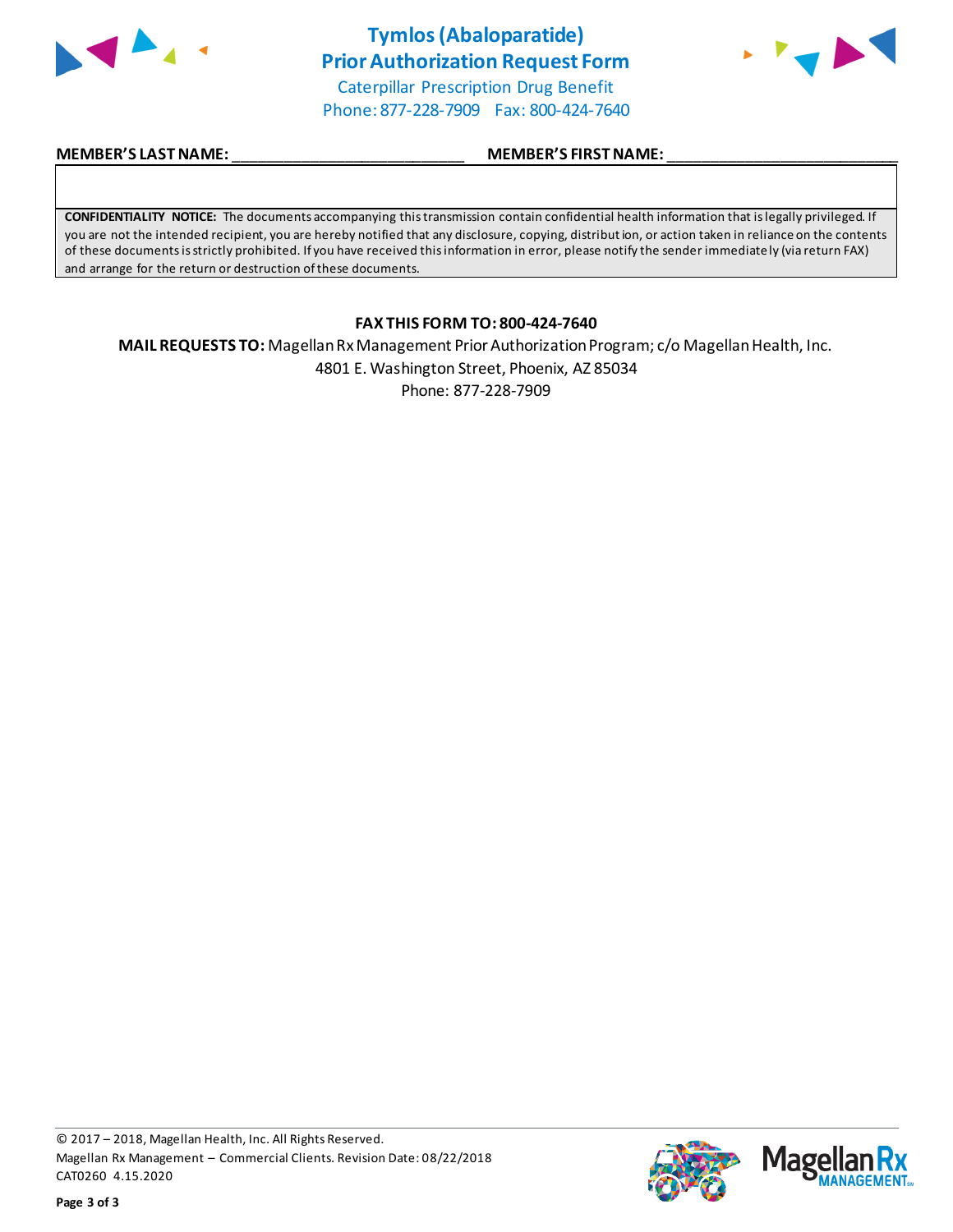# Tymlos (Abaloparatide) Prior Authorization Request Form

Caterpillar Prescription Drug Benefit
Phone: 877-228-7909 Fax: 800-424-7640

**MEMBER'S LAST NAME:** ___________________________ **MEMBER'S FIRST NAME:** ___________________________

**CONFIDENTIALITY NOTICE:** The documents accompanying this transmission contain confidential health information that is legally privileged. If you are not the intended recipient, you are hereby notified that any disclosure, copying, distribution, or action taken in reliance on the contents of these documents is strictly prohibited. If you have received this information in error, please notify the sender immediately (via return FAX) and arrange for the return or destruction of these documents.

**FAX THIS FORM TO: 800-424-7640**

**MAIL REQUESTS TO:** Magellan Rx Management Prior Authorization Program; c/o Magellan Health, Inc.
4801 E. Washington Street, Phoenix, AZ 85034
Phone: 877-228-7909

© 2017 – 2018, Magellan Health, Inc. All Rights Reserved.
Magellan Rx Management – Commercial Clients. Revision Date: 08/22/2018
CAT0260 4.15.2020